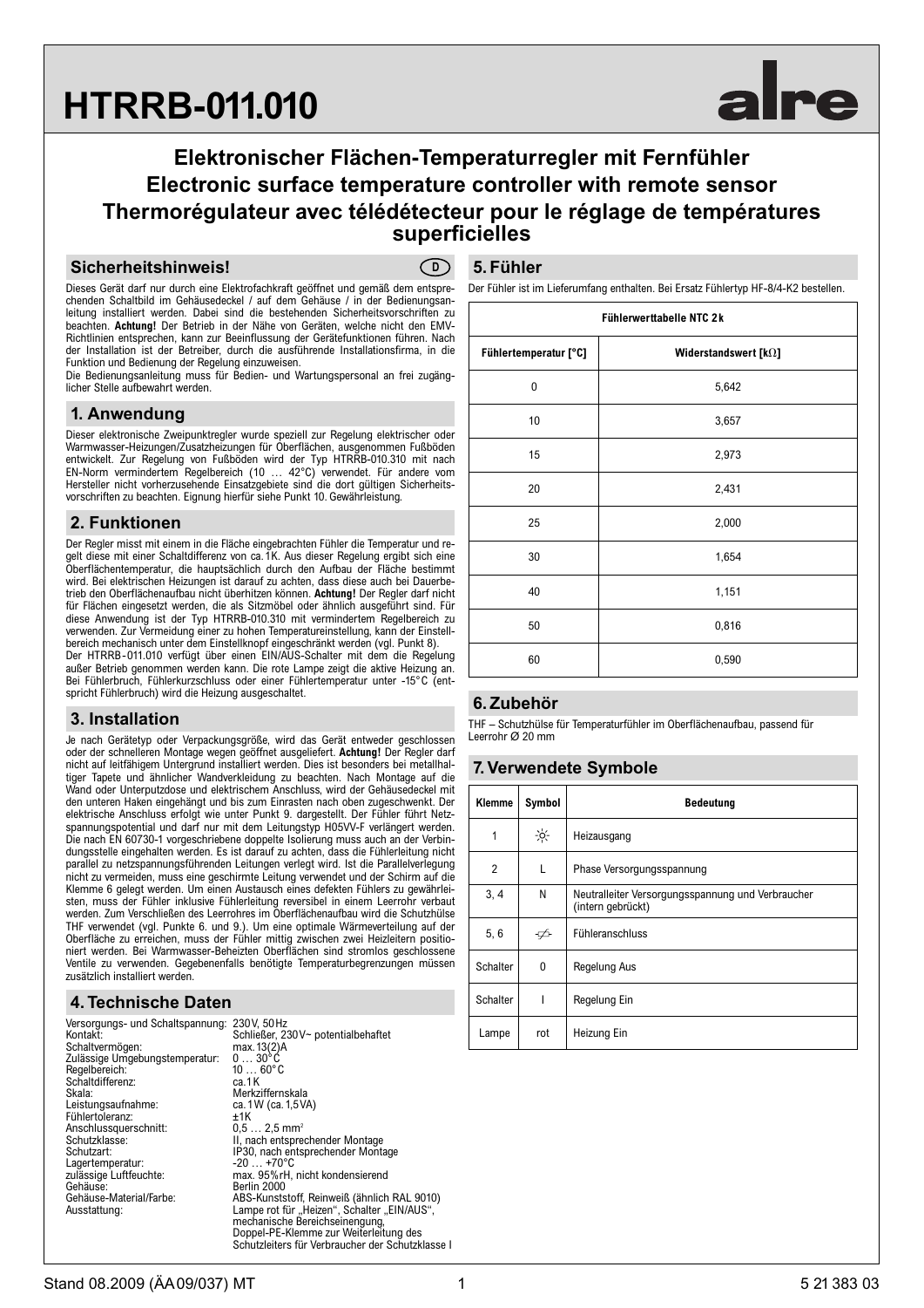# HTRRB-011.010

alre

## Elektronischer Flächen-Temperaturregler mit Fernfühler
## Electronic surface temperature controller with remote sensor
## Thermorégulateur avec télédétecteur pour le réglage de températures superficielles

### Sicherheitshinweis!

D

Dieses Gerät darf nur durch eine Elektrofachkraft geöffnet und gemäß dem entsprechenden Schaltbild im Gehäusedeckel / auf dem Gehäuse / in der Bedienungsanleitung installiert werden. Dabei sind die bestehenden Sicherheitsvorschriften zu beachten. **Achtung!** Der Betrieb in der Nähe von Geräten, welche nicht den EMV-Richtlinien entsprechen, kann zur Beeinflussung der Gerätefunktionen führen. Nach der Installation ist der Betreiber, durch die ausführende Installationsfirma, in die Funktion und Bedienung der Regelung einzuweisen.
Die Bedienungsanleitung muss für Bedien- und Wartungspersonal an frei zugänglicher Stelle aufbewahrt werden.

### 1. Anwendung

Dieser elektronische Zweipunktregler wurde speziell zur Regelung elektrischer oder Warmwasser-Heizungen/Zusatzheizungen für Oberflächen, ausgenommen Fußböden entwickelt. Zur Regelung von Fußböden wird der Typ HTRRB-010.310 mit nach EN-Norm vermindertem Regelbereich (10 … 42°C) verwendet. Für andere vom Hersteller nicht vorherzusehende Einsatzgebiete sind die dort gültigen Sicherheitsvorschriften zu beachten. Eignung hierfür siehe Punkt 10. Gewährleistung.

### 2. Funktionen

Der Regler misst mit einem in die Fläche eingebrachten Fühler die Temperatur und regelt diese mit einer Schaltdifferenz von ca. 1K. Aus dieser Regelung ergibt sich eine Oberflächentemperatur, die hauptsächlich durch den Aufbau der Fläche bestimmt wird. Bei elektrischen Heizungen ist darauf zu achten, dass diese auch bei Dauerbetrieb den Oberflächenaufbau nicht überhitzen können. **Achtung!** Der Regler darf nicht für Flächen eingesetzt werden, die als Sitzmöbel oder ähnlich ausgeführt sind. Für diese Anwendung ist der Typ HTRRB-010.310 mit vermindertem Regelbereich zu verwenden. Zur Vermeidung einer zu hohen Temperatureinstellung, kann der Einstellbereich mechanisch unter dem Einstellknopf eingeschränkt werden (vgl. Punkt 8).
Der HTRRB-011.010 verfügt über einen EIN/AUS-Schalter mit dem die Regelung außer Betrieb genommen werden kann. Die rote Lampe zeigt die aktive Heizung an. Bei Fühlerbruch, Fühlerkurzschluss oder einer Fühlertemperatur unter -15°C (entspricht Fühlerbruch) wird die Heizung ausgeschaltet.

### 3. Installation

Je nach Gerätetyp oder Verpackungsgröße, wird das Gerät entweder geschlossen oder der schnelleren Montage wegen geöffnet ausgeliefert. **Achtung!** Der Regler darf nicht auf leitfähigem Untergrund installiert werden. Dies ist besonders bei metallhaltiger Tapete und ähnlicher Wandverkleidung zu beachten. Nach Montage auf die Wand oder Unterputzdose und elektrischem Anschluss, wird der Gehäusedeckel mit den unteren Haken eingehängt und bis zum Einrasten nach oben zugeschwenkt. Der elektrische Anschluss erfolgt wie unter Punkt 9. dargestellt. Der Fühler führt Netzspannungspotential und darf nur mit dem Leitungstyp H05VV-F verlängert werden. Die nach EN 60730-1 vorgeschriebene doppelte Isolierung muss auch an der Verbindungsstelle eingehalten werden. Es ist darauf zu achten, dass die Fühlerleitung nicht parallel zu netzspannungsführenden Leitungen verlegt wird. Ist die Parallelverlegung nicht zu vermeiden, muss eine geschirmte Leitung verwendet und der Schirm auf die Klemme 6 gelegt werden. Um einen Austausch eines defekten Fühlers zu gewährleisten, muss der Fühler inklusive Fühlerleitung reversibel in einem Leerrohr verbaut werden. Zum Verschließen des Leerrohres im Oberflächenaufbau wird die Schutzhülse THF verwendet (vgl. Punkte 6. und 9.). Um eine optimale Wärmeverteilung auf der Oberfläche zu erreichen, muss der Fühler mittig zwischen zwei Heizleitern positioniert werden. Bei Warmwasser-Beheizten Oberflächen sind stromlos geschlossene Ventile zu verwenden. Gegebenenfalls benötigte Temperaturbegrenzungen müssen zusätzlich installiert werden.

### 4. Technische Daten

| | |
|---|---|
| Versorgungs- und Schaltspannung: | 230V, 50Hz |
| Kontakt: | Schließer, 230V~ potentialbehaftet |
| Schaltvermögen: | max. 13(2)A |
| Zulässige Umgebungstemperatur: | 0 … 30°C |
| Regelbereich: | 10 … 60°C |
| Schaltdifferenz: | ca. 1K |
| Skala: | Merkziffernskala |
| Leistungsaufnahme: | ca. 1W (ca. 1,5VA) |
| Fühlertoleranz: | ±1K |
| Anschlussquerschnitt: | 0,5 … 2,5 mm² |
| Schutzklasse: | II, nach entsprechender Montage |
| Schutzart: | IP30, nach entsprechender Montage |
| Lagertemperatur: | -20 … +70°C |
| zulässige Luftfeuchte: | max. 95%rH, nicht kondensierend |
| Gehäuse: | Berlin 2000 |
| Gehäuse-Material/Farbe: | ABS-Kunststoff, Reinweiß (ähnlich RAL 9010) |
| Ausstattung: | Lampe rot für „Heizen", Schalter „EIN/AUS", mechanische Bereichseinengung, Doppel-PE-Klemme zur Weiterleitung des Schutzleiters für Verbraucher der Schutzklasse I |

### 5. Fühler

Der Fühler ist im Lieferumfang enthalten. Bei Ersatz Fühlertyp HF-8/4-K2 bestellen.

| Fühlerwerttabelle NTC 2k | |
|---|---|
| **Fühlertemperatur [°C]** | **Widerstandswert [kΩ]** |
| 0 | 5,642 |
| 10 | 3,657 |
| 15 | 2,973 |
| 20 | 2,431 |
| 25 | 2,000 |
| 30 | 1,654 |
| 40 | 1,151 |
| 50 | 0,816 |
| 60 | 0,590 |

### 6. Zubehör

THF – Schutzhülse für Temperaturfühler im Oberflächenaufbau, passend für Leerrohr Ø 20 mm

### 7. Verwendete Symbole

| Klemme | Symbol | Bedeutung |
|---|---|---|
| 1 | ☼ | Heizausgang |
| 2 | L | Phase Versorgungsspannung |
| 3, 4 | N | Neutralleiter Versorgungsspannung und Verbraucher (intern gebrückt) |
| 5, 6 | ⊄ | Fühleranschluss |
| Schalter | 0 | Regelung Aus |
| Schalter | I | Regelung Ein |
| Lampe | rot | Heizung Ein |

Stand 08.2009 (ÄA 09/037) MT — 5 21 383 03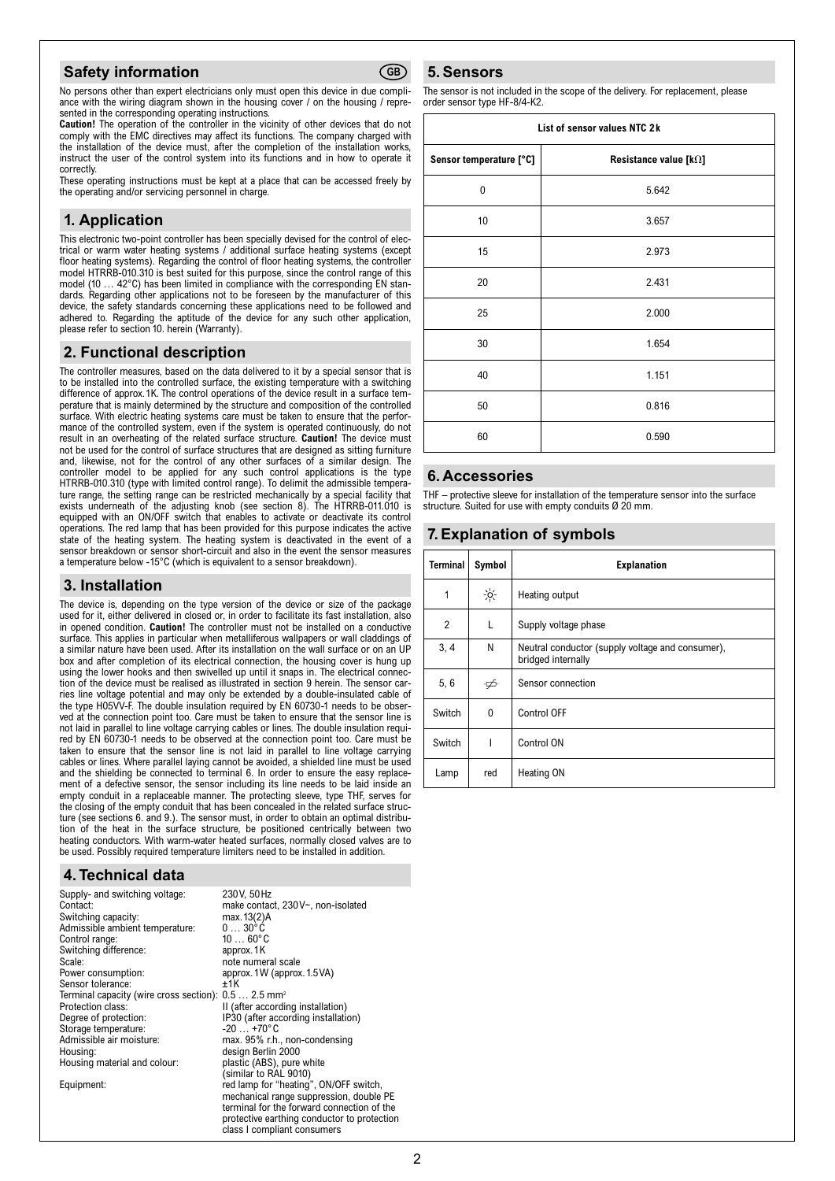## Safety information

(GB)

No persons other than expert electricians only must open this device in due compliance with the wiring diagram shown in the housing cover / on the housing / represented in the corresponding operating instructions.

**Caution!** The operation of the controller in the vicinity of other devices that do not comply with the EMC directives may affect its functions. The company charged with the installation of the device must, after the completion of the installation works, instruct the user of the control system into its functions and in how to operate it correctly.

These operating instructions must be kept at a place that can be accessed freely by the operating and/or servicing personnel in charge.

## 1. Application

This electronic two-point controller has been specially devised for the control of electrical or warm water heating systems / additional surface heating systems (except floor heating systems). Regarding the control of floor heating systems, the controller model HTRRB-010.310 is best suited for this purpose, since the control range of this model (10 … 42°C) has been limited in compliance with the corresponding EN standards. Regarding other applications not to be foreseen by the manufacturer of this device, the safety standards concerning these applications need to be followed and adhered to. Regarding the aptitude of the device for any such other application, please refer to section 10. herein (Warranty).

## 2. Functional description

The controller measures, based on the data delivered to it by a special sensor that is to be installed into the controlled surface, the existing temperature with a switching difference of approx. 1K. The control operations of the device result in a surface temperature that is mainly determined by the structure and composition of the controlled surface. With electric heating systems care must be taken to ensure that the performance of the controlled system, even if the system is operated continuously, do not result in an overheating of the related surface structure. **Caution!** The device must not be used for the control of surface structures that are designed as sitting furniture and, likewise, not for the control of any other surfaces of a similar design. The controller model to be applied for any such control applications is the type HTRRB-010.310 (type with limited control range). To delimit the admissible temperature range, the setting range can be restricted mechanically by a special facility that exists underneath of the adjusting knob (see section 8). The HTRRB-011.010 is equipped with an ON/OFF switch that enables to activate or deactivate its control operations. The red lamp that has been provided for this purpose indicates the active state of the heating system. The heating system is deactivated in the event of a sensor breakdown or sensor short-circuit and also in the event the sensor measures a temperature below -15°C (which is equivalent to a sensor breakdown).

## 3. Installation

The device is, depending on the type version of the device or size of the package used for it, either delivered in closed or, in order to facilitate its fast installation, also in opened condition. **Caution!** The controller must not be installed on a conductive surface. This applies in particular when metalliferous wallpapers or wall claddings of a similar nature have been used. After its installation on the wall surface or on an UP box and after completion of its electrical connection, the housing cover is hung up using the lower hooks and then swivelled up until it snaps in. The electrical connection of the device must be realised as illustrated in section 9 herein. The sensor carries line voltage potential and may only be extended by a double-insulated cable of the type H05VV-F. The double insulation required by EN 60730-1 needs to be observed at the connection point too. Care must be taken to ensure that the sensor line is not laid in parallel to line voltage carrying cables or lines. The double insulation required by EN 60730-1 needs to be observed at the connection point too. Care must be taken to ensure that the sensor line is not laid in parallel to line voltage carrying cables or lines. Where parallel laying cannot be avoided, a shielded line must be used and the shielding be connected to terminal 6. In order to ensure the easy replacement of a defective sensor, the sensor including its line needs to be laid inside an empty conduit in a replaceable manner. The protecting sleeve, type THF, serves for the closing of the empty conduit that has been concealed in the related surface structure (see sections 6. and 9.). The sensor must, in order to obtain an optimal distribution of the heat in the surface structure, be positioned centrically between two heating conductors. With warm-water heated surfaces, normally closed valves are to be used. Possibly required temperature limiters need to be installed in addition.

## 4. Technical data

| | |
|---|---|
| Supply- and switching voltage: | 230 V, 50 Hz |
| Contact: | make contact, 230 V~, non-isolated |
| Switching capacity: | max. 13(2)A |
| Admissible ambient temperature: | 0 … 30°C |
| Control range: | 10 … 60°C |
| Switching difference: | approx. 1K |
| Scale: | note numeral scale |
| Power consumption: | approx. 1W (approx. 1.5VA) |
| Sensor tolerance: | ±1K |
| Terminal capacity (wire cross section): | 0.5 … 2.5 mm² |
| Protection class: | II (after according installation) |
| Degree of protection: | IP30 (after according installation) |
| Storage temperature: | -20 … +70°C |
| Admissible air moisture: | max. 95% r.h., non-condensing |
| Housing: | design Berlin 2000 |
| Housing material and colour: | plastic (ABS), pure white (similar to RAL 9010) |
| Equipment: | red lamp for "heating", ON/OFF switch, mechanical range suppression, double PE terminal for the forward connection of the protective earthing conductor to protection class I compliant consumers |

## 5. Sensors

The sensor is not included in the scope of the delivery. For replacement, please order sensor type HF-8/4-K2.

| List of sensor values NTC 2k | |
|---|---|
| **Sensor temperature [°C]** | **Resistance value [kΩ]** |
| 0 | 5.642 |
| 10 | 3.657 |
| 15 | 2.973 |
| 20 | 2.431 |
| 25 | 2.000 |
| 30 | 1.654 |
| 40 | 1.151 |
| 50 | 0.816 |
| 60 | 0.590 |

## 6. Accessories

THF – protective sleeve for installation of the temperature sensor into the surface structure. Suited for use with empty conduits Ø 20 mm.

## 7. Explanation of symbols

| Terminal | Symbol | Explanation |
|---|---|---|
| 1 | ☼ | Heating output |
| 2 | L | Supply voltage phase |
| 3, 4 | N | Neutral conductor (supply voltage and consumer), bridged internally |
| 5, 6 | ⌀ | Sensor connection |
| Switch | 0 | Control OFF |
| Switch | I | Control ON |
| Lamp | red | Heating ON |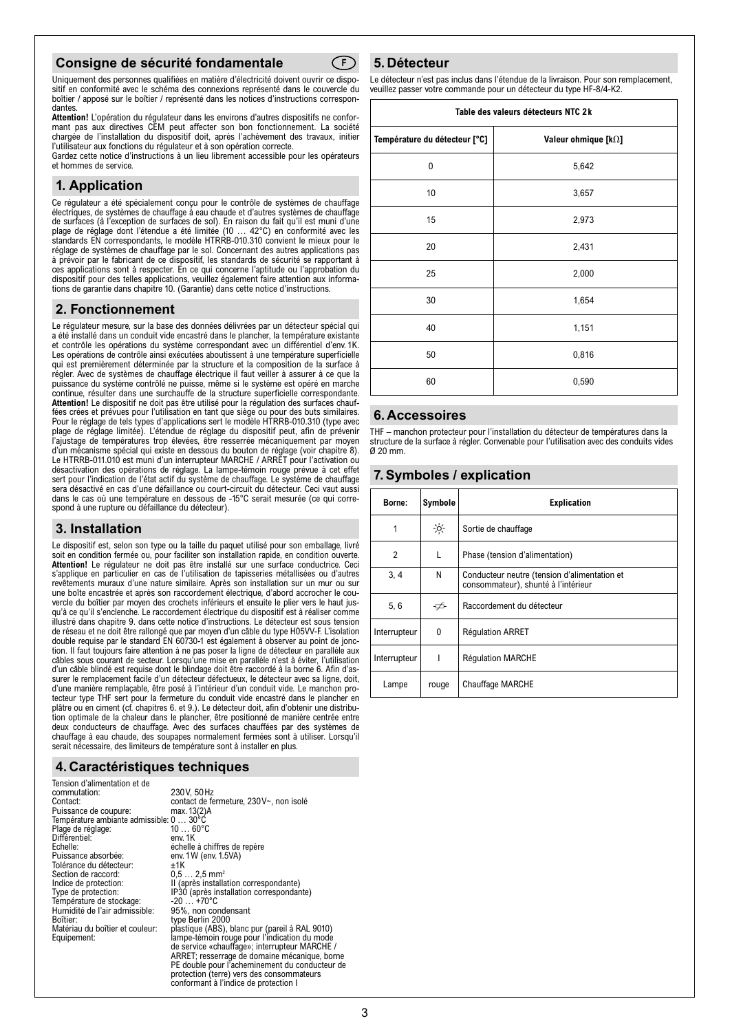## Consigne de sécurité fondamentale

Uniquement des personnes qualifiées en matière d'électricité doivent ouvrir ce dispositif en conformité avec le schéma des connexions représenté dans le couvercle du boîtier / apposé sur le boîtier / représenté dans les notices d'instructions correspondantes.

**Attention!** L'opération du régulateur dans les environs d'autres dispositifs ne conformant pas aux directives CEM peut affecter son bon fonctionnement. La société chargée de l'installation du dispositif doit, après l'achèvement des travaux, initier l'utilisateur aux fonctions du régulateur et à son opération correcte.

Gardez cette notice d'instructions à un lieu librement accessible pour les opérateurs et hommes de service.

## 1. Application

Ce régulateur a été spécialement conçu pour le contrôle de systèmes de chauffage électriques, de systèmes de chauffage à eau chaude et d'autres systèmes de chauffage de surfaces (à l'exception de surfaces de sol). En raison du fait qu'il est muni d'une plage de réglage dont l'étendue a été limitée (10 … 42°C) en conformité avec les standards EN correspondants, le modèle HTRRB-010.310 convient le mieux pour le réglage de systèmes de chauffage par le sol. Concernant des autres applications pas à prévoir par le fabricant de ce dispositif, les standards de sécurité se rapportant à ces applications sont à respecter. En ce qui concerne l'aptitude ou l'approbation du dispositif pour des telles applications, veuillez également faire attention aux informations de garantie dans chapitre 10. (Garantie) dans cette notice d'instructions.

## 2. Fonctionnement

Le régulateur mesure, sur la base des données délivrées par un détecteur spécial qui a été installé dans un conduit vide encastré dans le plancher, la température existante et contrôle les opérations du système correspondant avec un différentiel d'env. 1K. Les opérations de contrôle ainsi exécutées aboutissent à une température superficielle qui est premièrement déterminée par la structure et la composition de la surface à régler. Avec de systèmes de chauffage électrique il faut veiller à assurer à ce que la puissance du système contrôlé ne puisse, même si le système est opéré en marche continue, résulter dans une surchauffe de la structure superficielle correspondante.

**Attention!** Le dispositif ne doit pas être utilisé pour la régulation des surfaces chauffées crées et prévues pour l'utilisation en tant que siège ou pour des buts similaires. Pour le réglage de tels types d'applications sert le modèle HTRRB-010.310 (type avec plage de réglage limitée). L'étendue de réglage du dispositif peut, afin de prévenir l'ajustage de températures trop élevées, être resserrée mécaniquement par moyen d'un mécanisme spécial qui existe en dessous du bouton de réglage (voir chapitre 8). Le HTRRB-011.010 est muni d'un interrupteur MARCHE / ARRET pour l'activation ou désactivation des opérations de réglage. La lampe-témoin rouge prévue à cet effet sert pour l'indication de l'état actif du système de chauffage. Le système de chauffage sera désactivé en cas d'une défaillance ou court-circuit du détecteur. Ceci vaut aussi dans le cas où une température en dessous de -15°C serait mesurée (ce qui correspond à une rupture ou défaillance du détecteur).

## 3. Installation

Le dispositif est, selon son type ou la taille du paquet utilisé pour son emballage, livré soit en condition fermée ou, pour faciliter son installation rapide, en condition ouverte. **Attention!** Le régulateur ne doit pas être installé sur une surface conductrice. Ceci s'applique en particulier en cas de l'utilisation de tapisseries métallisées ou d'autres revêtements muraux d'une nature similaire. Après son installation sur un mur ou sur une boîte encastrée et après son raccordement électrique, d'abord accrocher le couvercle du boîtier par moyen des crochets inférieurs et ensuite le plier vers le haut jusqu'à ce qu'il s'enclenche. Le raccordement électrique du dispositif est à réaliser comme illustré dans chapitre 9. dans cette notice d'instructions. Le détecteur est sous tension de réseau et ne doit être rallongé que par moyen d'un câble du type H05VV-F. L'isolation double requise par le standard EN 60730-1 est également à observer au point de jonction. Il faut toujours faire attention à ne pas poser la ligne de détecteur en parallèle aux câbles sous courant de secteur. Lorsqu'une mise en parallèle n'est à éviter, l'utilisation d'un câble blindé est requise dont le blindage doit être raccordé à la borne 6. Afin d'assurer le remplacement facile d'un détecteur défectueux, le détecteur avec sa ligne, doit, d'une manière remplaçable, être posé à l'intérieur d'un conduit vide. Le manchon protecteur type THF sert pour la fermeture du conduit vide encastré dans le plancher en plâtre ou en ciment (cf. chapitres 6. et 9.). Le détecteur doit, afin d'obtenir une distribution optimale de la chaleur dans le plancher, être positionné de manière centrée entre deux conducteurs de chauffage. Avec des surfaces chauffées par des systèmes de chauffage à eau chaude, des soupapes normalement fermées sont à utiliser. Lorsqu'il serait nécessaire, des limiteurs de température sont à installer en plus.

## 4. Caractéristiques techniques

| | |
|---|---|
| Tension d'alimentation et de commutation: | 230V, 50Hz |
| Contact: | contact de fermeture, 230V~, non isolé |
| Puissance de coupure: | max. 13(2)A |
| Température ambiante admissible: | 0 … 30°C |
| Plage de réglage: | 10 … 60°C |
| Différentiel: | env. 1K |
| Echelle: | échelle à chiffres de repère |
| Puissance absorbée: | env. 1W (env. 1.5VA) |
| Tolérance du détecteur: | ±1K |
| Section de raccord: | 0,5 … 2,5 mm² |
| Indice de protection: | II (après installation correspondante) |
| Type de protection: | IP30 (après installation correspondante) |
| Température de stockage: | -20 … +70°C |
| Humidité de l'air admissible: | 95%, non condensant |
| Boîtier: | type Berlin 2000 |
| Matériau du boîtier et couleur: | plastique (ABS), blanc pur (pareil à RAL 9010) |
| Equipement: | lampe-témoin rouge pour l'indication du mode de service «chauffage»; interrupteur MARCHE / ARRET; resserrage de domaine mécanique, borne PE double pour l'acheminement du conducteur de protection (terre) vers des consommateurs conformant à l'indice de protection I |

## 5. Détecteur

Le détecteur n'est pas inclus dans l'étendue de la livraison. Pour son remplacement, veuillez passer votre commande pour un détecteur du type HF-8/4-K2.

| Table des valeurs détecteurs NTC 2k | |
|---|---|
| Température du détecteur [°C] | Valeur ohmique [kΩ] |
| 0 | 5,642 |
| 10 | 3,657 |
| 15 | 2,973 |
| 20 | 2,431 |
| 25 | 2,000 |
| 30 | 1,654 |
| 40 | 1,151 |
| 50 | 0,816 |
| 60 | 0,590 |

## 6. Accessoires

THF – manchon protecteur pour l'installation du détecteur de températures dans la structure de la surface à régler. Convenable pour l'utilisation avec des conduits vides Ø 20 mm.

## 7. Symboles / explication

| Borne: | Symbole | Explication |
|---|---|---|
| 1 | ☼ | Sortie de chauffage |
| 2 | L | Phase (tension d'alimentation) |
| 3, 4 | N | Conducteur neutre (tension d'alimentation et consommateur), shunté à l'intérieur |
| 5, 6 | ≠ | Raccordement du détecteur |
| Interrupteur | 0 | Régulation ARRET |
| Interrupteur | I | Régulation MARCHE |
| Lampe | rouge | Chauffage MARCHE |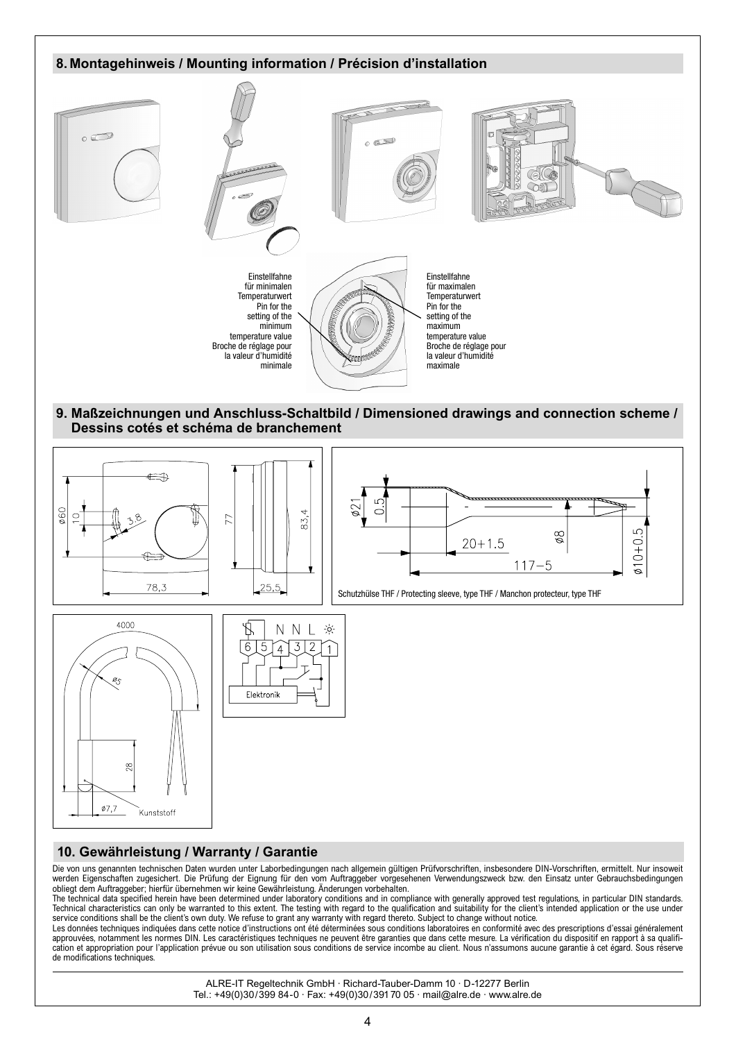## 8. Montagehinweis / Mounting information / Précision d'installation

Einstellfahne für minimalen Temperaturwert
Pin for the setting of the minimum temperature value
Broche de réglage pour la valeur d'humidité minimale

Einstellfahne für maximalen Temperaturwert
Pin for the setting of the maximum temperature value
Broche de réglage pour la valeur d'humidité maximale

## 9. Maßzeichnungen und Anschluss-Schaltbild / Dimensioned drawings and connection scheme / Dessins cotés et schéma de branchement

ø60
10
3,8
77
83,4
78,3
25,5

ø21
0.5
20+1.5
ø8
117−5
ø10+0.5

Schutzhülse THF / Protecting sleeve, type THF / Manchon protecteur, type THF

4000
ø5
28
ø7,7
Kunststoff

N N L
6 5 4 3 2 1
Elektronik

## 10. Gewährleistung / Warranty / Garantie

Die von uns genannten technischen Daten wurden unter Laborbedingungen nach allgemein gültigen Prüfvorschriften, insbesondere DIN-Vorschriften, ermittelt. Nur insoweit werden Eigenschaften zugesichert. Die Prüfung der Eignung für den vom Auftraggeber vorgesehenen Verwendungszweck bzw. den Einsatz unter Gebrauchsbedingungen obliegt dem Auftraggeber; hierfür übernehmen wir keine Gewährleistung. Änderungen vorbehalten.

The technical data specified herein have been determined under laboratory conditions and in compliance with generally approved test regulations, in particular DIN standards. Technical characteristics can only be warranted to this extent. The testing with regard to the qualification and suitability for the client's intended application or the use under service conditions shall be the client's own duty. We refuse to grant any warranty with regard thereto. Subject to change without notice.

Les données techniques indiquées dans cette notice d'instructions ont été déterminées sous conditions laboratoires en conformité avec des prescriptions d'essai généralement approuvées, notamment les normes DIN. Les caractéristiques techniques ne peuvent être garanties que dans cette mesure. La vérification du dispositif en rapport à sa qualification et appropriation pour l'application prévue ou son utilisation sous conditions de service incombe au client. Nous n'assumons aucune garantie à cet égard. Sous réserve de modifications techniques.

ALRE-IT Regeltechnik GmbH · Richard-Tauber-Damm 10 · D-12277 Berlin
Tel.: +49(0)30/399 84-0 · Fax: +49(0)30/391 70 05 · mail@alre.de · www.alre.de